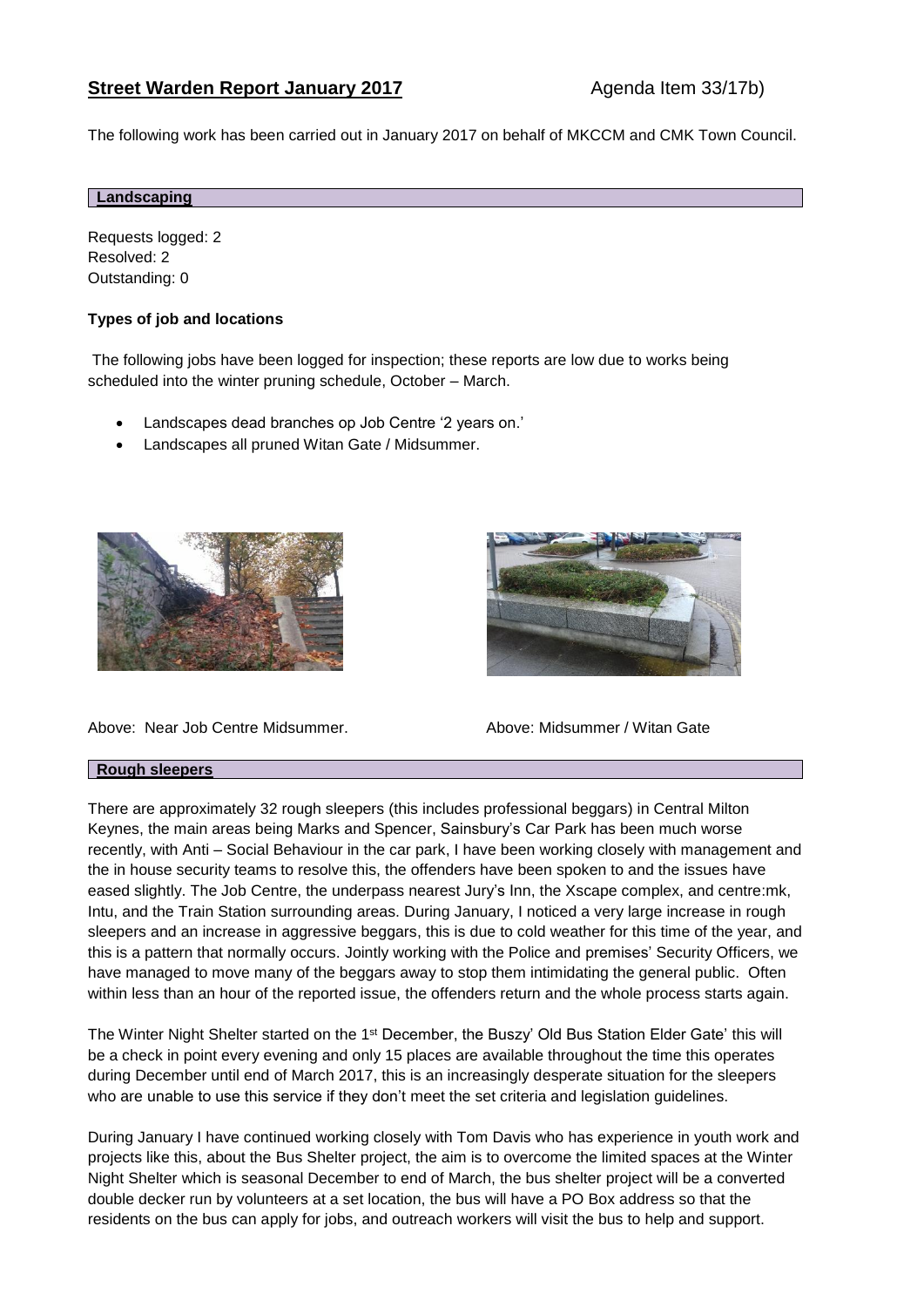## **Street Warden Report January 2017** Agenda Item 33/17b)

The following work has been carried out in January 2017 on behalf of MKCCM and CMK Town Council.

### **Landscaping**

Requests logged: 2
Resolved: 2
Outstanding: 0

**Types of job and locations**

The following jobs have been logged for inspection; these reports are low due to works being scheduled into the winter pruning schedule, October – March.

- Landscapes dead branches op Job Centre '2 years on.'
- Landscapes all pruned Witan Gate / Midsummer.

Above: Near Job Centre Midsummer.

Above: Midsummer / Witan Gate

### **Rough sleepers**

There are approximately 32 rough sleepers (this includes professional beggars) in Central Milton Keynes, the main areas being Marks and Spencer, Sainsbury's Car Park has been much worse recently, with Anti – Social Behaviour in the car park, I have been working closely with management and the in house security teams to resolve this, the offenders have been spoken to and the issues have eased slightly. The Job Centre, the underpass nearest Jury's Inn, the Xscape complex, and centre:mk, Intu, and the Train Station surrounding areas. During January, I noticed a very large increase in rough sleepers and an increase in aggressive beggars, this is due to cold weather for this time of the year, and this is a pattern that normally occurs. Jointly working with the Police and premises' Security Officers, we have managed to move many of the beggars away to stop them intimidating the general public. Often within less than an hour of the reported issue, the offenders return and the whole process starts again.

The Winter Night Shelter started on the 1st December, the Buszy' Old Bus Station Elder Gate' this will be a check in point every evening and only 15 places are available throughout the time this operates during December until end of March 2017, this is an increasingly desperate situation for the sleepers who are unable to use this service if they don't meet the set criteria and legislation guidelines.

During January I have continued working closely with Tom Davis who has experience in youth work and projects like this, about the Bus Shelter project, the aim is to overcome the limited spaces at the Winter Night Shelter which is seasonal December to end of March, the bus shelter project will be a converted double decker run by volunteers at a set location, the bus will have a PO Box address so that the residents on the bus can apply for jobs, and outreach workers will visit the bus to help and support.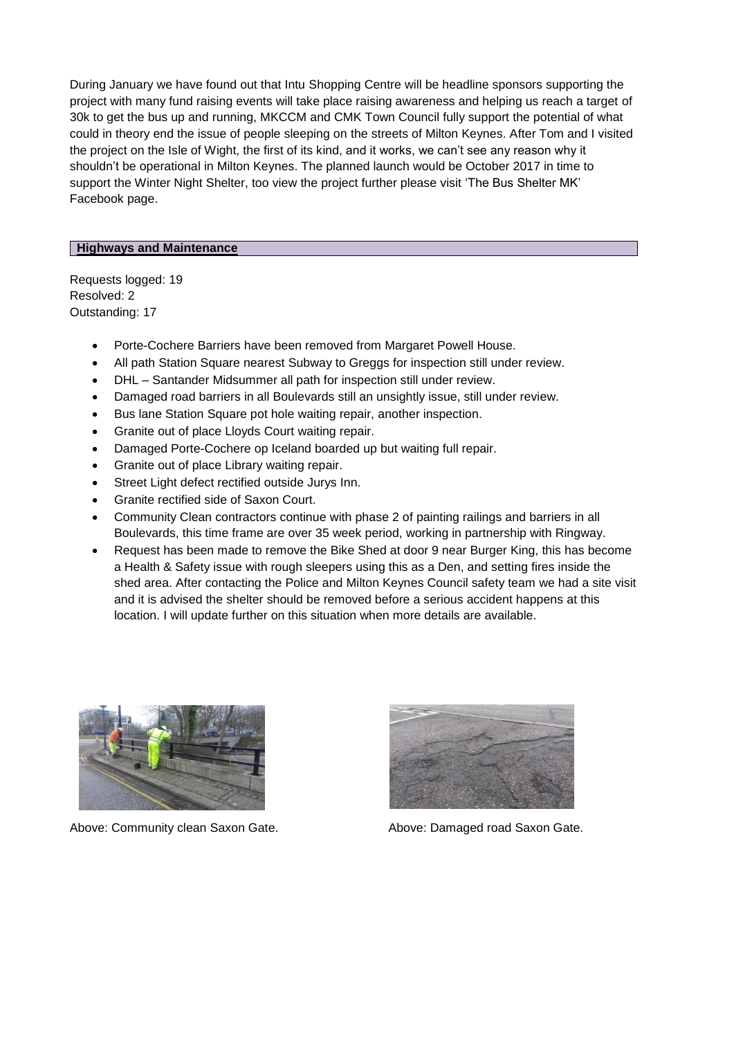During January we have found out that Intu Shopping Centre will be headline sponsors supporting the project with many fund raising events will take place raising awareness and helping us reach a target of 30k to get the bus up and running, MKCCM and CMK Town Council fully support the potential of what could in theory end the issue of people sleeping on the streets of Milton Keynes. After Tom and I visited the project on the Isle of Wight, the first of its kind, and it works, we can't see any reason why it shouldn't be operational in Milton Keynes. The planned launch would be October 2017 in time to support the Winter Night Shelter, too view the project further please visit 'The Bus Shelter MK' Facebook page.

## Highways and Maintenance

Requests logged: 19
Resolved: 2
Outstanding: 17

- Porte-Cochere Barriers have been removed from Margaret Powell House.
- All path Station Square nearest Subway to Greggs for inspection still under review.
- DHL – Santander Midsummer all path for inspection still under review.
- Damaged road barriers in all Boulevards still an unsightly issue, still under review.
- Bus lane Station Square pot hole waiting repair, another inspection.
- Granite out of place Lloyds Court waiting repair.
- Damaged Porte-Cochere op Iceland boarded up but waiting full repair.
- Granite out of place Library waiting repair.
- Street Light defect rectified outside Jurys Inn.
- Granite rectified side of Saxon Court.
- Community Clean contractors continue with phase 2 of painting railings and barriers in all Boulevards, this time frame are over 35 week period, working in partnership with Ringway.
- Request has been made to remove the Bike Shed at door 9 near Burger King, this has become a Health & Safety issue with rough sleepers using this as a Den, and setting fires inside the shed area. After contacting the Police and Milton Keynes Council safety team we had a site visit and it is advised the shelter should be removed before a serious accident happens at this location. I will update further on this situation when more details are available.

Above: Community clean Saxon Gate.

Above: Damaged road Saxon Gate.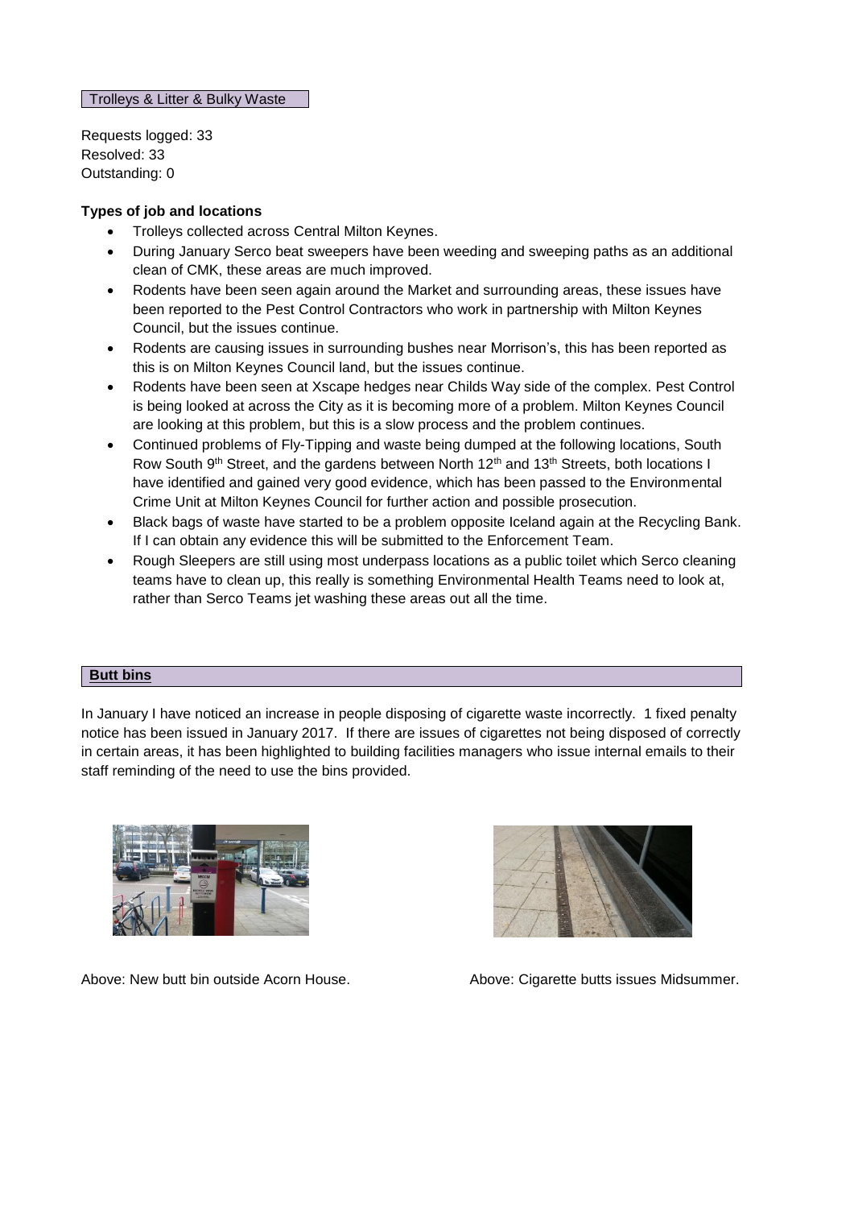## Trolleys & Litter & Bulky Waste

Requests logged: 33
Resolved: 33
Outstanding: 0

**Types of job and locations**

- Trolleys collected across Central Milton Keynes.
- During January Serco beat sweepers have been weeding and sweeping paths as an additional clean of CMK, these areas are much improved.
- Rodents have been seen again around the Market and surrounding areas, these issues have been reported to the Pest Control Contractors who work in partnership with Milton Keynes Council, but the issues continue.
- Rodents are causing issues in surrounding bushes near Morrison's, this has been reported as this is on Milton Keynes Council land, but the issues continue.
- Rodents have been seen at Xscape hedges near Childs Way side of the complex. Pest Control is being looked at across the City as it is becoming more of a problem. Milton Keynes Council are looking at this problem, but this is a slow process and the problem continues.
- Continued problems of Fly-Tipping and waste being dumped at the following locations, South Row South 9th Street, and the gardens between North 12th and 13th Streets, both locations I have identified and gained very good evidence, which has been passed to the Environmental Crime Unit at Milton Keynes Council for further action and possible prosecution.
- Black bags of waste have started to be a problem opposite Iceland again at the Recycling Bank. If I can obtain any evidence this will be submitted to the Enforcement Team.
- Rough Sleepers are still using most underpass locations as a public toilet which Serco cleaning teams have to clean up, this really is something Environmental Health Teams need to look at, rather than Serco Teams jet washing these areas out all the time.

## Butt bins

In January I have noticed an increase in people disposing of cigarette waste incorrectly. 1 fixed penalty notice has been issued in January 2017. If there are issues of cigarettes not being disposed of correctly in certain areas, it has been highlighted to building facilities managers who issue internal emails to their staff reminding of the need to use the bins provided.

Above: New butt bin outside Acorn House.

Above: Cigarette butts issues Midsummer.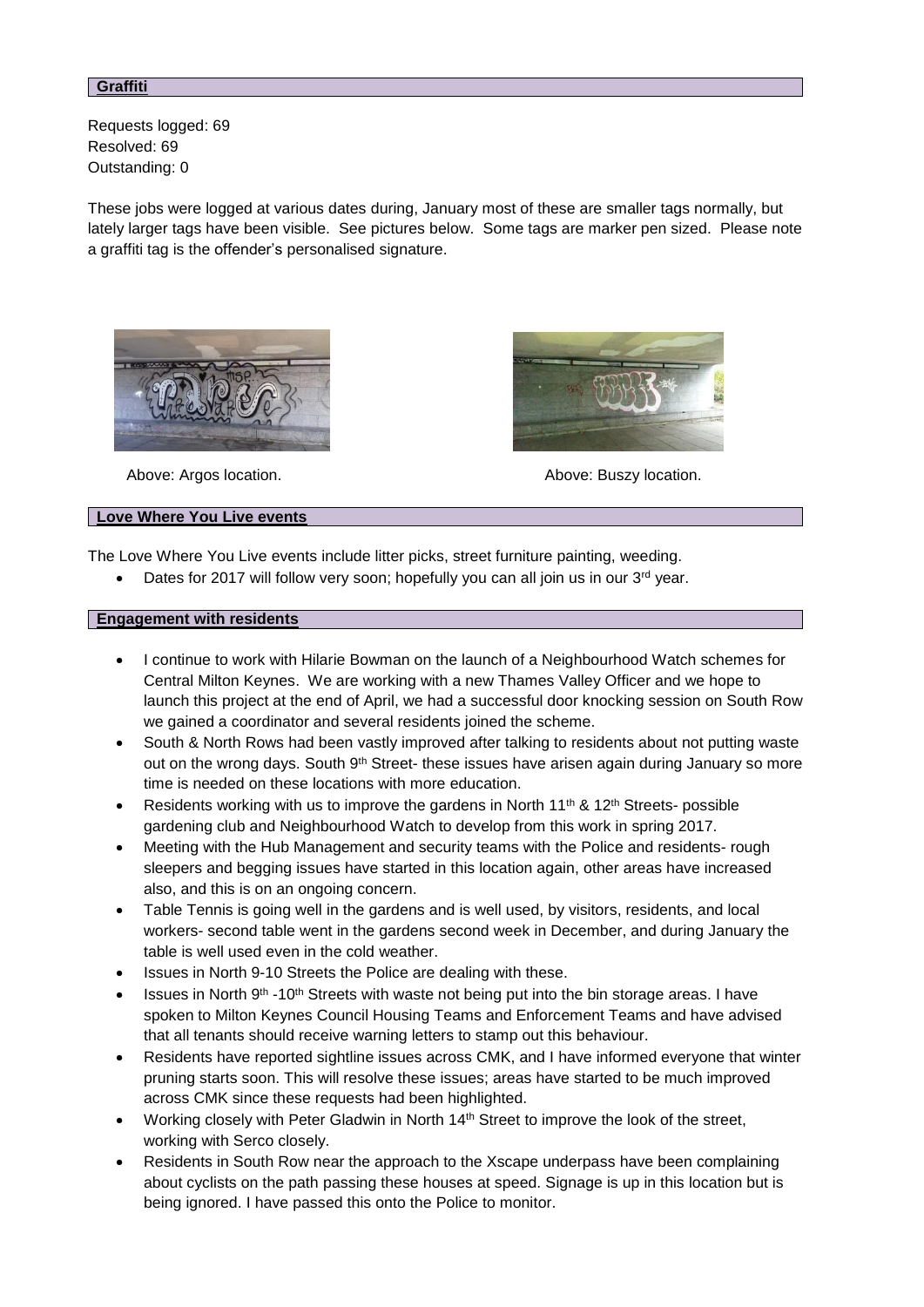## Graffiti

Requests logged: 69
Resolved: 69
Outstanding: 0

These jobs were logged at various dates during, January most of these are smaller tags normally, but lately larger tags have been visible. See pictures below. Some tags are marker pen sized. Please note a graffiti tag is the offender's personalised signature.

Above: Argos location.

Above: Buszy location.

## Love Where You Live events

The Love Where You Live events include litter picks, street furniture painting, weeding.

- Dates for 2017 will follow very soon; hopefully you can all join us in our 3rd year.

## Engagement with residents

- I continue to work with Hilarie Bowman on the launch of a Neighbourhood Watch schemes for Central Milton Keynes. We are working with a new Thames Valley Officer and we hope to launch this project at the end of April, we had a successful door knocking session on South Row we gained a coordinator and several residents joined the scheme.
- South & North Rows had been vastly improved after talking to residents about not putting waste out on the wrong days. South 9th Street- these issues have arisen again during January so more time is needed on these locations with more education.
- Residents working with us to improve the gardens in North 11th & 12th Streets- possible gardening club and Neighbourhood Watch to develop from this work in spring 2017.
- Meeting with the Hub Management and security teams with the Police and residents- rough sleepers and begging issues have started in this location again, other areas have increased also, and this is on an ongoing concern.
- Table Tennis is going well in the gardens and is well used, by visitors, residents, and local workers- second table went in the gardens second week in December, and during January the table is well used even in the cold weather.
- Issues in North 9-10 Streets the Police are dealing with these.
- Issues in North 9th -10th Streets with waste not being put into the bin storage areas. I have spoken to Milton Keynes Council Housing Teams and Enforcement Teams and have advised that all tenants should receive warning letters to stamp out this behaviour.
- Residents have reported sightline issues across CMK, and I have informed everyone that winter pruning starts soon. This will resolve these issues; areas have started to be much improved across CMK since these requests had been highlighted.
- Working closely with Peter Gladwin in North 14th Street to improve the look of the street, working with Serco closely.
- Residents in South Row near the approach to the Xscape underpass have been complaining about cyclists on the path passing these houses at speed. Signage is up in this location but is being ignored. I have passed this onto the Police to monitor.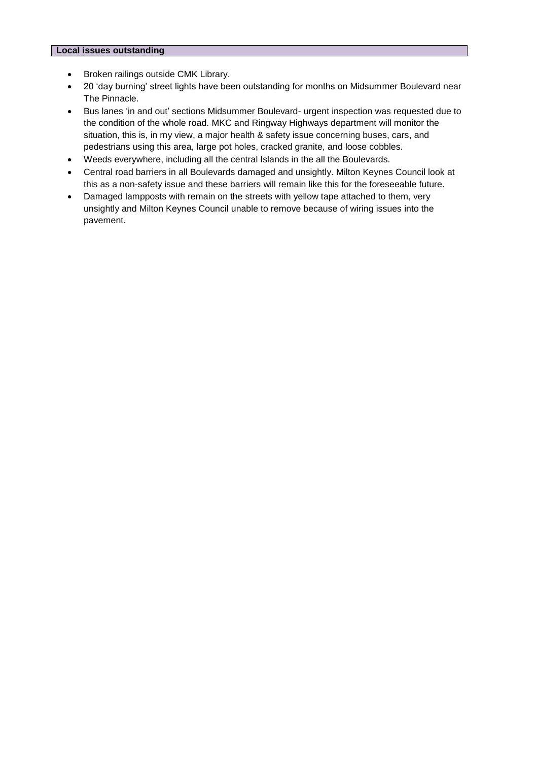**Local issues outstanding**

- Broken railings outside CMK Library.
- 20 'day burning' street lights have been outstanding for months on Midsummer Boulevard near The Pinnacle.
- Bus lanes 'in and out' sections Midsummer Boulevard- urgent inspection was requested due to the condition of the whole road. MKC and Ringway Highways department will monitor the situation, this is, in my view, a major health & safety issue concerning buses, cars, and pedestrians using this area, large pot holes, cracked granite, and loose cobbles.
- Weeds everywhere, including all the central Islands in the all the Boulevards.
- Central road barriers in all Boulevards damaged and unsightly. Milton Keynes Council look at this as a non-safety issue and these barriers will remain like this for the foreseeable future.
- Damaged lampposts with remain on the streets with yellow tape attached to them, very unsightly and Milton Keynes Council unable to remove because of wiring issues into the pavement.